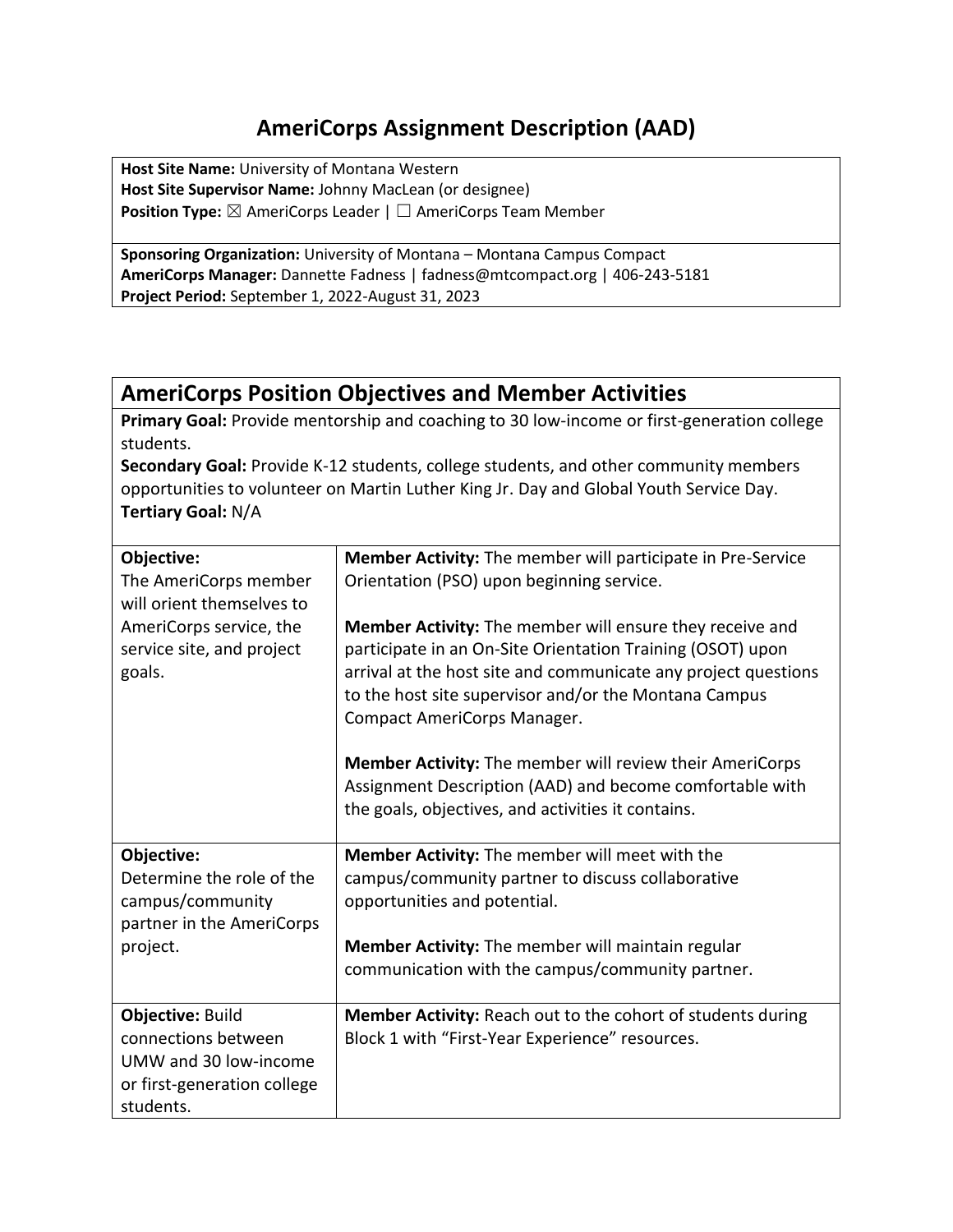# AmeriCorps Assignment Description (AAD)

**Host Site Name:** University of Montana Western
**Host Site Supervisor Name:** Johnny MacLean (or designee)
**Position Type:** ☒ AmeriCorps Leader | ☐ AmeriCorps Team Member

**Sponsoring Organization:** University of Montana – Montana Campus Compact
**AmeriCorps Manager:** Dannette Fadness | fadness@mtcompact.org | 406-243-5181
**Project Period:** September 1, 2022-August 31, 2023

## AmeriCorps Position Objectives and Member Activities

**Primary Goal:** Provide mentorship and coaching to 30 low-income or first-generation college students.
**Secondary Goal:** Provide K-12 students, college students, and other community members opportunities to volunteer on Martin Luther King Jr. Day and Global Youth Service Day.
**Tertiary Goal:** N/A

| Objective | Member Activities |
| --- | --- |
| **Objective:** The AmeriCorps member will orient themselves to AmeriCorps service, the service site, and project goals. | **Member Activity:** The member will participate in Pre-Service Orientation (PSO) upon beginning service.<br><br>**Member Activity:** The member will ensure they receive and participate in an On-Site Orientation Training (OSOT) upon arrival at the host site and communicate any project questions to the host site supervisor and/or the Montana Campus Compact AmeriCorps Manager.<br><br>**Member Activity:** The member will review their AmeriCorps Assignment Description (AAD) and become comfortable with the goals, objectives, and activities it contains. |
| **Objective:** Determine the role of the campus/community partner in the AmeriCorps project. | **Member Activity:** The member will meet with the campus/community partner to discuss collaborative opportunities and potential.<br><br>**Member Activity:** The member will maintain regular communication with the campus/community partner. |
| **Objective:** Build connections between UMW and 30 low-income or first-generation college students. | **Member Activity:** Reach out to the cohort of students during Block 1 with "First-Year Experience" resources. |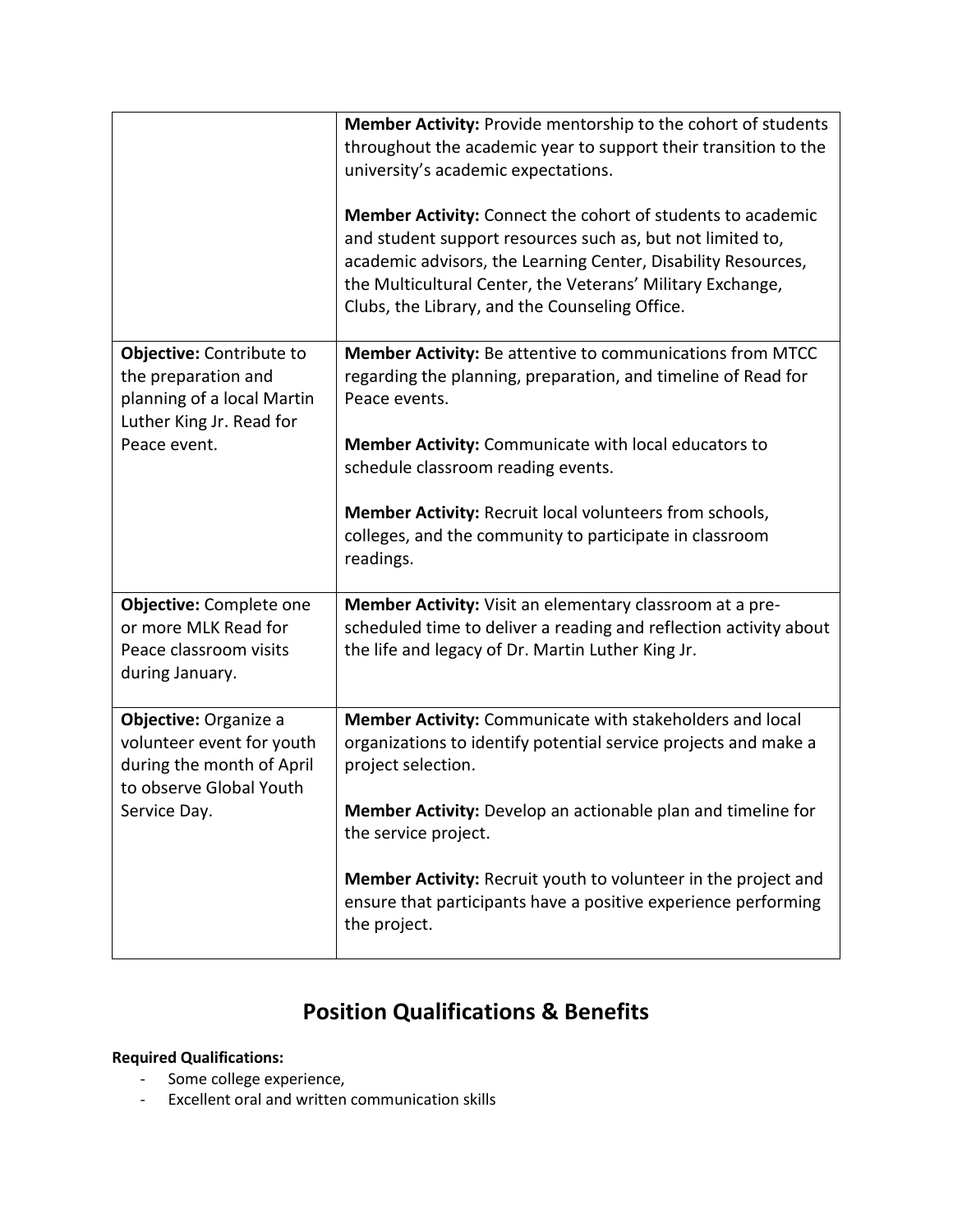| | |
|---|---|
| | **Member Activity:** Provide mentorship to the cohort of students throughout the academic year to support their transition to the university's academic expectations.<br><br>**Member Activity:** Connect the cohort of students to academic and student support resources such as, but not limited to, academic advisors, the Learning Center, Disability Resources, the Multicultural Center, the Veterans' Military Exchange, Clubs, the Library, and the Counseling Office. |
| **Objective:** Contribute to the preparation and planning of a local Martin Luther King Jr. Read for Peace event. | **Member Activity:** Be attentive to communications from MTCC regarding the planning, preparation, and timeline of Read for Peace events.<br><br>**Member Activity:** Communicate with local educators to schedule classroom reading events.<br><br>**Member Activity:** Recruit local volunteers from schools, colleges, and the community to participate in classroom readings. |
| **Objective:** Complete one or more MLK Read for Peace classroom visits during January. | **Member Activity:** Visit an elementary classroom at a pre-scheduled time to deliver a reading and reflection activity about the life and legacy of Dr. Martin Luther King Jr. |
| **Objective:** Organize a volunteer event for youth during the month of April to observe Global Youth Service Day. | **Member Activity:** Communicate with stakeholders and local organizations to identify potential service projects and make a project selection.<br><br>**Member Activity:** Develop an actionable plan and timeline for the service project.<br><br>**Member Activity:** Recruit youth to volunteer in the project and ensure that participants have a positive experience performing the project. |

## Position Qualifications & Benefits

**Required Qualifications:**

- Some college experience,
- Excellent oral and written communication skills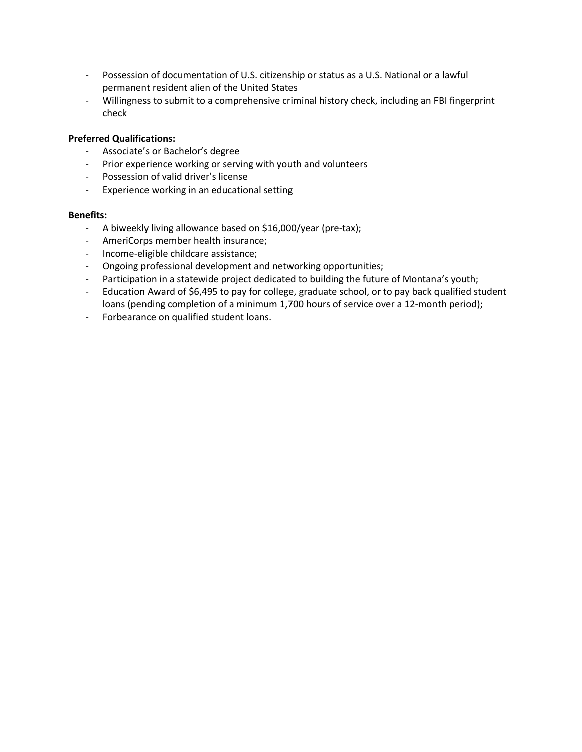- Possession of documentation of U.S. citizenship or status as a U.S. National or a lawful permanent resident alien of the United States
- Willingness to submit to a comprehensive criminal history check, including an FBI fingerprint check

**Preferred Qualifications:**

- Associate's or Bachelor's degree
- Prior experience working or serving with youth and volunteers
- Possession of valid driver's license
- Experience working in an educational setting

**Benefits:**

- A biweekly living allowance based on $16,000/year (pre-tax);
- AmeriCorps member health insurance;
- Income-eligible childcare assistance;
- Ongoing professional development and networking opportunities;
- Participation in a statewide project dedicated to building the future of Montana's youth;
- Education Award of $6,495 to pay for college, graduate school, or to pay back qualified student loans (pending completion of a minimum 1,700 hours of service over a 12-month period);
- Forbearance on qualified student loans.